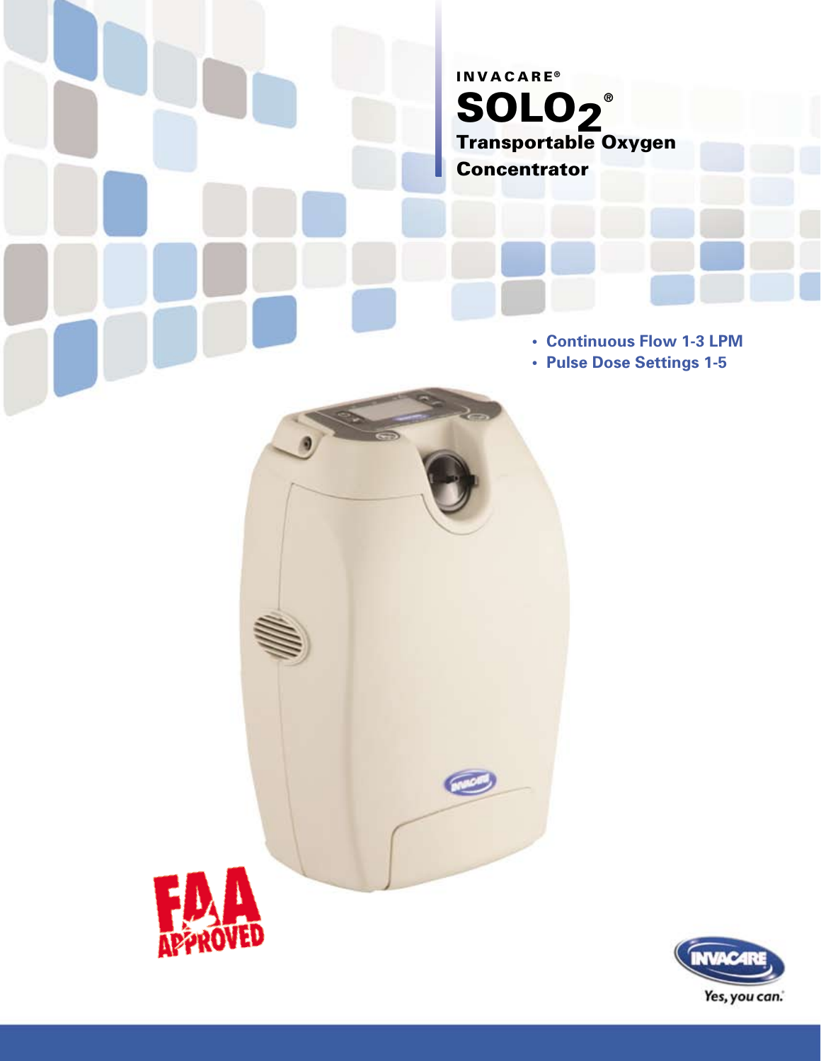INVACARE®

# SOLO$_2$®

## Transportable Oxygen Concentrator

- Continuous Flow 1-3 LPM
- Pulse Dose Settings 1-5

FAA APPROVED

INVACARE

Yes, you can.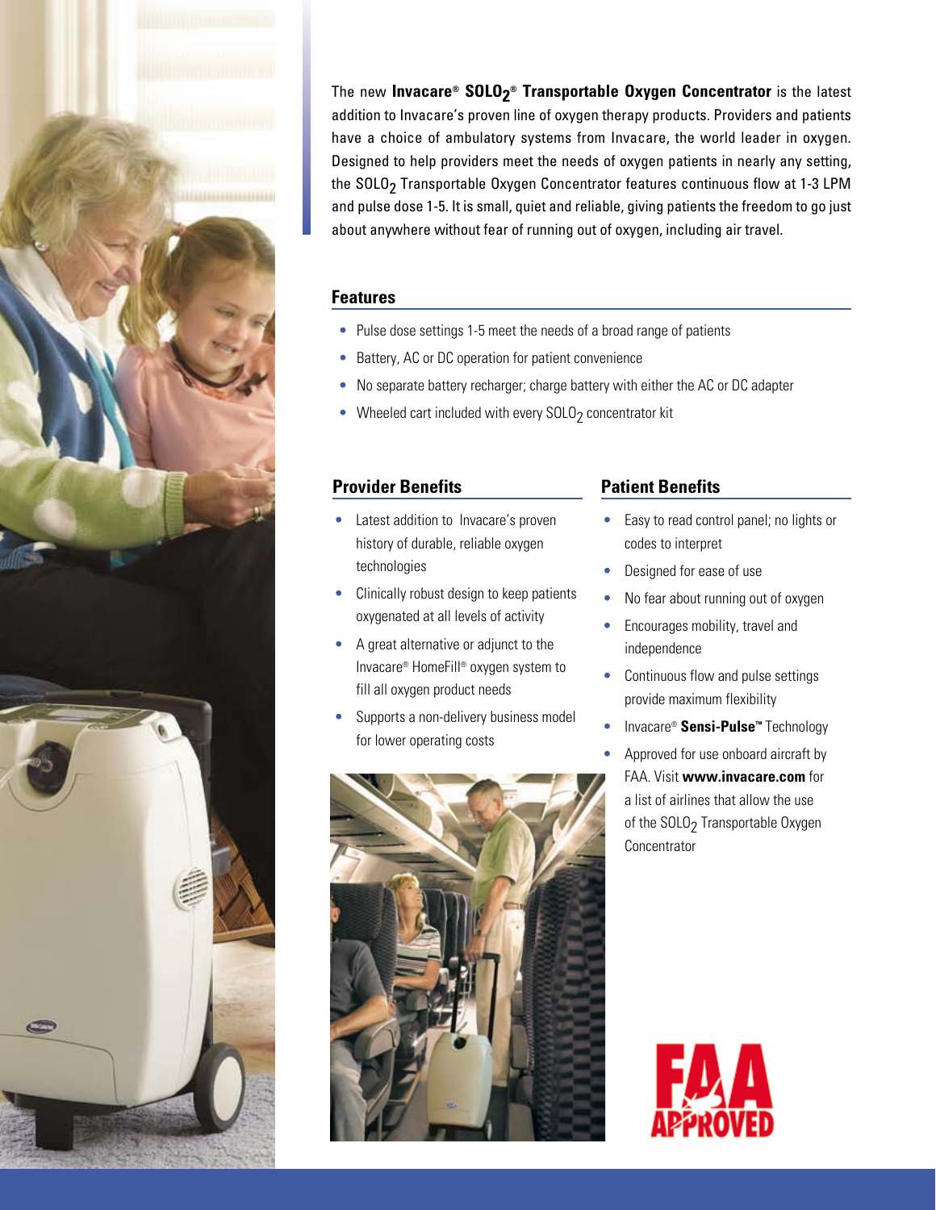The new **Invacare® SOLO$_2$® Transportable Oxygen Concentrator** is the latest addition to Invacare's proven line of oxygen therapy products. Providers and patients have a choice of ambulatory systems from Invacare, the world leader in oxygen. Designed to help providers meet the needs of oxygen patients in nearly any setting, the SOLO$_2$ Transportable Oxygen Concentrator features continuous flow at 1-3 LPM and pulse dose 1-5. It is small, quiet and reliable, giving patients the freedom to go just about anywhere without fear of running out of oxygen, including air travel.

## Features

- Pulse dose settings 1-5 meet the needs of a broad range of patients
- Battery, AC or DC operation for patient convenience
- No separate battery recharger; charge battery with either the AC or DC adapter
- Wheeled cart included with every SOLO$_2$ concentrator kit

## Provider Benefits

- Latest addition to Invacare's proven history of durable, reliable oxygen technologies
- Clinically robust design to keep patients oxygenated at all levels of activity
- A great alternative or adjunct to the Invacare® HomeFill® oxygen system to fill all oxygen product needs
- Supports a non-delivery business model for lower operating costs

## Patient Benefits

- Easy to read control panel; no lights or codes to interpret
- Designed for ease of use
- No fear about running out of oxygen
- Encourages mobility, travel and independence
- Continuous flow and pulse settings provide maximum flexibility
- Invacare® **Sensi-Pulse™** Technology
- Approved for use onboard aircraft by FAA. Visit **www.invacare.com** for a list of airlines that allow the use of the SOLO$_2$ Transportable Oxygen Concentrator

FAA APPROVED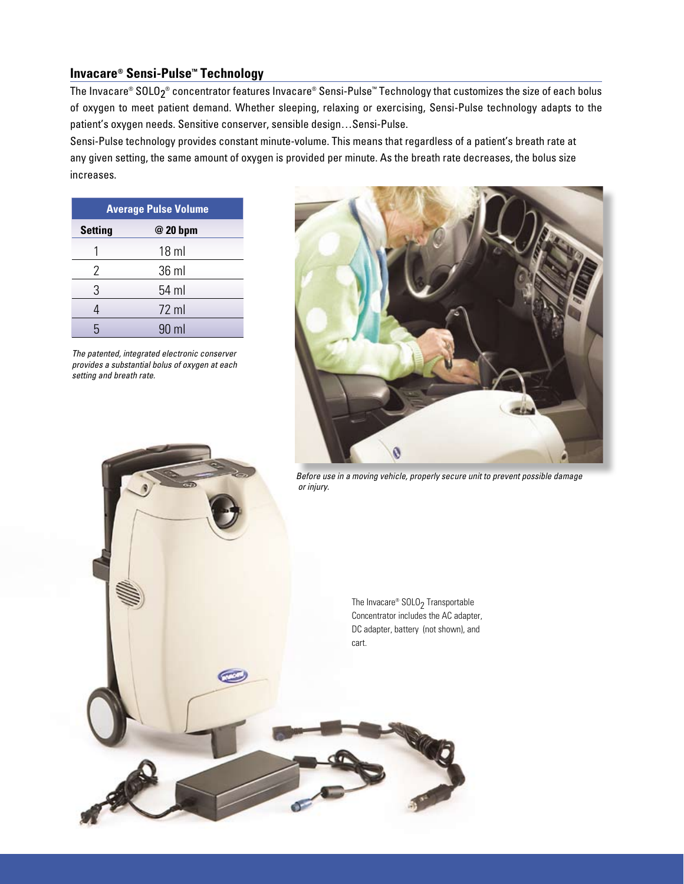## Invacare® Sensi-Pulse™ Technology

The Invacare® $SOLO_2$® concentrator features Invacare® Sensi-Pulse™ Technology that customizes the size of each bolus of oxygen to meet patient demand. Whether sleeping, relaxing or exercising, Sensi-Pulse technology adapts to the patient's oxygen needs. Sensitive conserver, sensible design…Sensi-Pulse.

Sensi-Pulse technology provides constant minute-volume. This means that regardless of a patient's breath rate at any given setting, the same amount of oxygen is provided per minute. As the breath rate decreases, the bolus size increases.

| Average Pulse Volume | |
|---|---|
| **Setting** | **@ 20 bpm** |
| 1 | 18 ml |
| 2 | 36 ml |
| 3 | 54 ml |
| 4 | 72 ml |
| 5 | 90 ml |

*The patented, integrated electronic conserver provides a substantial bolus of oxygen at each setting and breath rate.*

*Before use in a moving vehicle, properly secure unit to prevent possible damage or injury.*

The Invacare® $SOLO_2$ Transportable Concentrator includes the AC adapter, DC adapter, battery (not shown), and cart.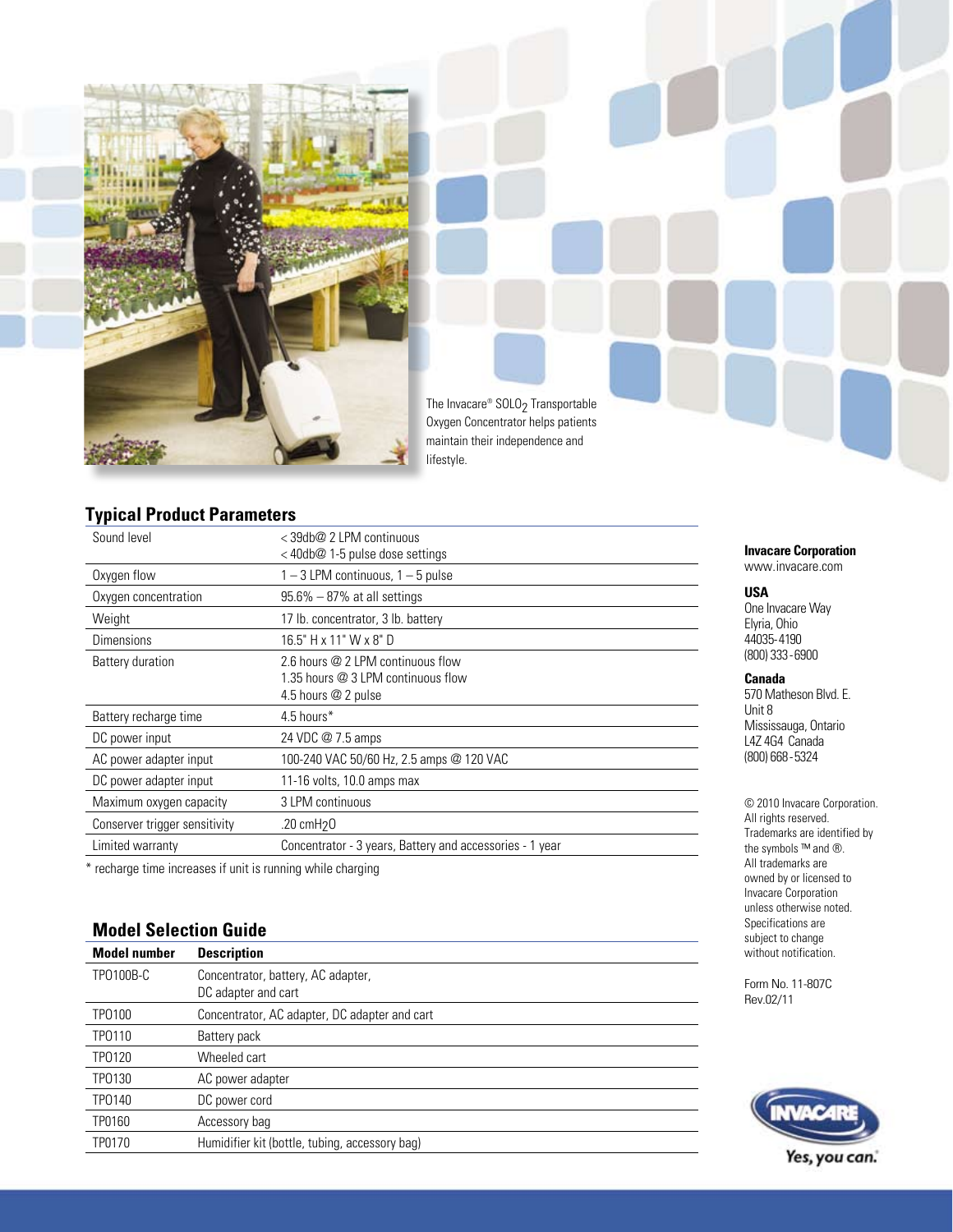The Invacare® SOLO$_2$ Transportable Oxygen Concentrator helps patients maintain their independence and lifestyle.

## Typical Product Parameters

| | |
|---|---|
| Sound level | < 39db@ 2 LPM continuous<br>< 40db@ 1-5 pulse dose settings |
| Oxygen flow | 1 – 3 LPM continuous, 1 – 5 pulse |
| Oxygen concentration | 95.6% – 87% at all settings |
| Weight | 17 lb. concentrator, 3 lb. battery |
| Dimensions | 16.5" H x 11" W x 8" D |
| Battery duration | 2.6 hours @ 2 LPM continuous flow<br>1.35 hours @ 3 LPM continuous flow<br>4.5 hours @ 2 pulse |
| Battery recharge time | 4.5 hours* |
| DC power input | 24 VDC @ 7.5 amps |
| AC power adapter input | 100-240 VAC 50/60 Hz, 2.5 amps @ 120 VAC |
| DC power adapter input | 11-16 volts, 10.0 amps max |
| Maximum oxygen capacity | 3 LPM continuous |
| Conserver trigger sensitivity | .20 cm$H_2O$ |
| Limited warranty | Concentrator - 3 years, Battery and accessories - 1 year |

* recharge time increases if unit is running while charging

## Model Selection Guide

| Model number | Description |
|---|---|
| TPO100B-C | Concentrator, battery, AC adapter, DC adapter and cart |
| TPO100 | Concentrator, AC adapter, DC adapter and cart |
| TPO110 | Battery pack |
| TPO120 | Wheeled cart |
| TPO130 | AC power adapter |
| TPO140 | DC power cord |
| TPO160 | Accessory bag |
| TPO170 | Humidifier kit (bottle, tubing, accessory bag) |

**Invacare Corporation**
www.invacare.com

**USA**
One Invacare Way
Elyria, Ohio
44035-4190
(800) 333-6900

**Canada**
570 Matheson Blvd. E.
Unit 8
Mississauga, Ontario
L4Z 4G4 Canada
(800) 668-5324

© 2010 Invacare Corporation. All rights reserved. Trademarks are identified by the symbols ™ and ®. All trademarks are owned by or licensed to Invacare Corporation unless otherwise noted. Specifications are subject to change without notification.

Form No. 11-807C
Rev.02/11

INVACARE
Yes, you can.